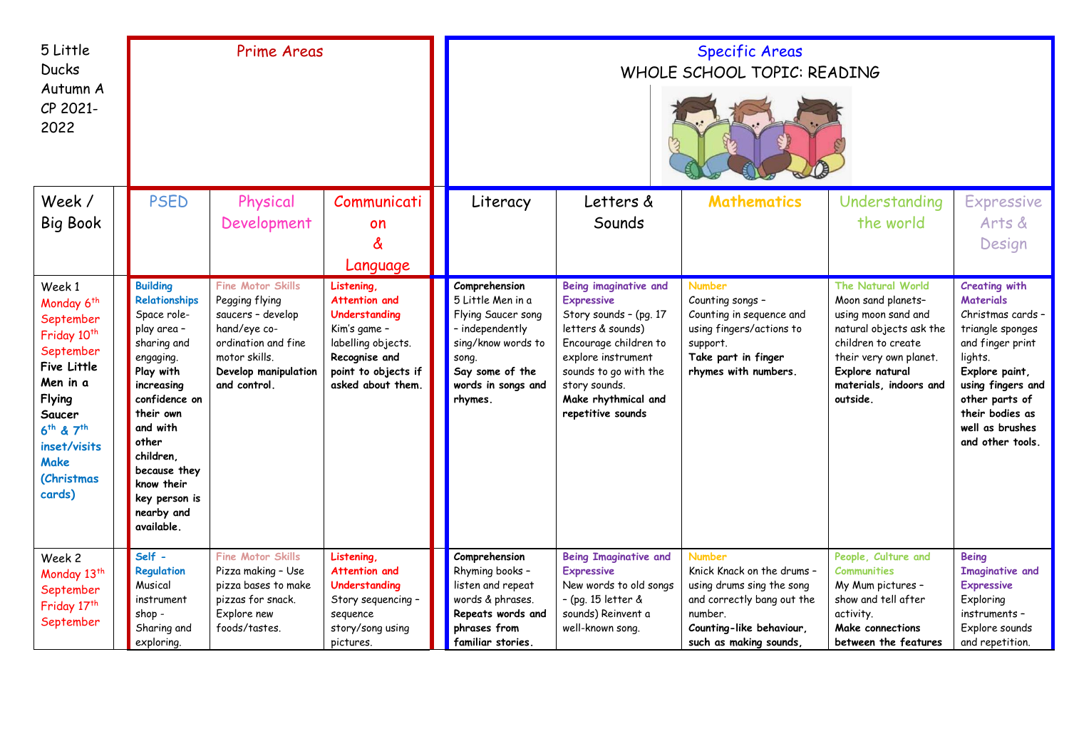5 Little Ducks Autumn A CP 2021-2022

| | Prime Areas | | | Specific Areas WHOLE SCHOOL TOPIC: READING | | | | |
|---|---|---|---|---|---|---|---|---|
| Week / Big Book | PSED | Physical Development | Communication & Language | Literacy | Letters & Sounds | Mathematics | Understanding the world | Expressive Arts & Design |
| Week 1 Monday 6th September Friday 10th September **Five Little Men in a Flying Saucer** **6th & 7th inset/visits Make (Christmas cards)** | **Building Relationships** Space role-play area – sharing and engaging. **Play with increasing confidence on their own and with other children, because they know their key person is nearby and available.** | **Fine Motor Skills** Pegging flying saucers – develop hand/eye co-ordination and fine motor skills. **Develop manipulation and control.** | **Listening, Attention and Understanding** Kim's game – labelling objects. **Recognise and point to objects if asked about them.** | **Comprehension** 5 Little Men in a Flying Saucer song – independently sing/know words to song. **Say some of the words in songs and rhymes.** | **Being imaginative and Expressive** Story sounds – (pg. 17 letters & sounds) Encourage children to explore instrument sounds to go with the story sounds. **Make rhythmical and repetitive sounds** | **Number** Counting songs – Counting in sequence and using fingers/actions to support. **Take part in finger rhymes with numbers.** | **The Natural World** Moon sand planets– using moon sand and natural objects ask the children to create their very own planet. **Explore natural materials, indoors and outside.** | **Creating with Materials** Christmas cards – triangle sponges and finger print lights. **Explore paint, using fingers and other parts of their bodies as well as brushes and other tools.** |
| Week 2 Monday 13th September Friday 17th September | **Self – Regulation** Musical instrument shop - Sharing and exploring. | **Fine Motor Skills** Pizza making – Use pizza bases to make pizzas for snack. Explore new foods/tastes. | **Listening, Attention and Understanding** Story sequencing – sequence story/song using pictures. | **Comprehension** Rhyming books – listen and repeat words & phrases. **Repeats words and phrases from familiar stories.** | **Being Imaginative and Expressive** New words to old songs – (pg. 15 letter & sounds) Reinvent a well-known song. | **Number** Knick Knack on the drums – using drums sing the song and correctly bang out the number. **Counting-like behaviour, such as making sounds,** | **People, Culture and Communities** My Mum pictures – show and tell after activity. **Make connections between the features** | **Being Imaginative and Expressive** Exploring instruments – Explore sounds and repetition. |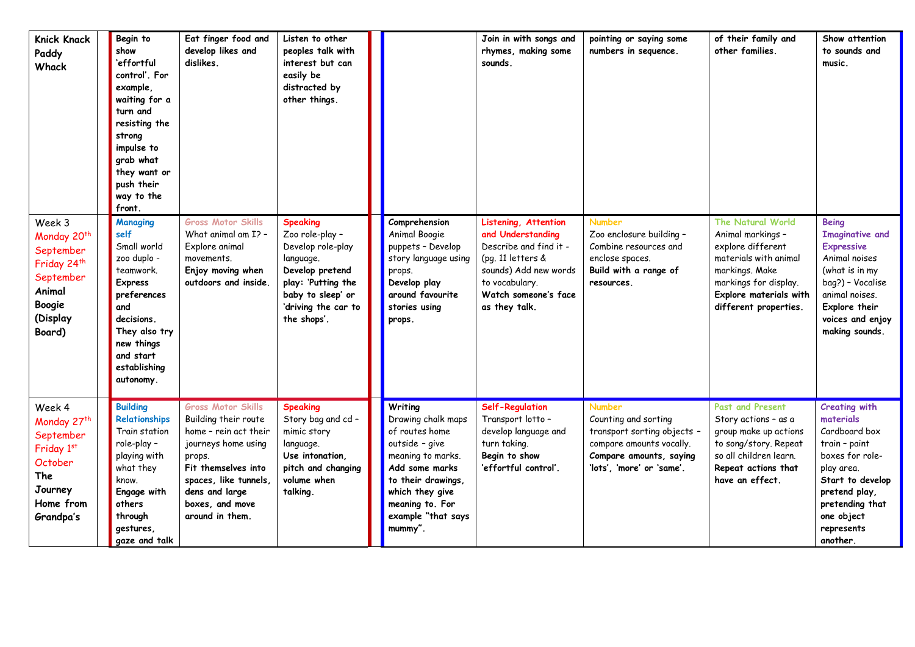| | | | | | | | | |
|---|---|---|---|---|---|---|---|---|
| **Knick Knack Paddy Whack** | **Begin to show 'effortful control'. For example, waiting for a turn and resisting the strong impulse to grab what they want or push their way to the front.** | **Eat finger food and develop likes and dislikes.** | **Listen to other peoples talk with interest but can easily be distracted by other things.** | | **Join in with songs and rhymes, making some sounds.** | **pointing or saying some numbers in sequence.** | **of their family and other families.** | **Show attention to sounds and music.** |
| Week 3 Monday 20th September Friday 24th September **Animal Boogie (Display Board)** | **Managing self** Small world zoo duplo - teamwork. **Express preferences and decisions. They also try new things and start establishing autonomy.** | **Gross Motor Skills** What animal am I? – Explore animal movements. **Enjoy moving when outdoors and inside.** | **Speaking** Zoo role-play – Develop role-play language. **Develop pretend play: 'Putting the baby to sleep' or 'driving the car to the shops'.** | **Comprehension** Animal Boogie puppets – Develop story language using props. **Develop play around favourite stories using props.** | **Listening, Attention and Understanding** Describe and find it - (pg. 11 letters & sounds) Add new words to vocabulary. **Watch someone's face as they talk.** | **Number** Zoo enclosure building – Combine resources and enclose spaces. **Build with a range of resources.** | **The Natural World** Animal markings – explore different materials with animal markings. Make markings for display. **Explore materials with different properties.** | **Being Imaginative and Expressive** Animal noises (what is in my bag?) – Vocalise animal noises. **Explore their voices and enjoy making sounds.** |
| Week 4 Monday 27th September Friday 1st October **The Journey Home from Grandpa's** | **Building Relationships** Train station role-play – playing with what they know. **Engage with others through gestures, gaze and talk** | **Gross Motor Skills** Building their route home – rein act their journeys home using props. **Fit themselves into spaces, like tunnels, dens and large boxes, and move around in them.** | **Speaking** Story bag and cd – mimic story language. **Use intonation, pitch and changing volume when talking.** | **Writing** Drawing chalk maps of routes home outside – give meaning to marks. **Add some marks to their drawings, which they give meaning to. For example "that says mummy".** | **Self-Regulation** Transport lotto – develop language and turn taking. **Begin to show 'effortful control'.** | **Number** Counting and sorting transport sorting objects – compare amounts vocally. **Compare amounts, saying 'lots', 'more' or 'same'.** | **Past and Present** Story actions – as a group make up actions to song/story. Repeat so all children learn. **Repeat actions that have an effect.** | **Creating with materials** Cardboard box train – paint boxes for role-play area. **Start to develop pretend play, pretending that one object represents another.** |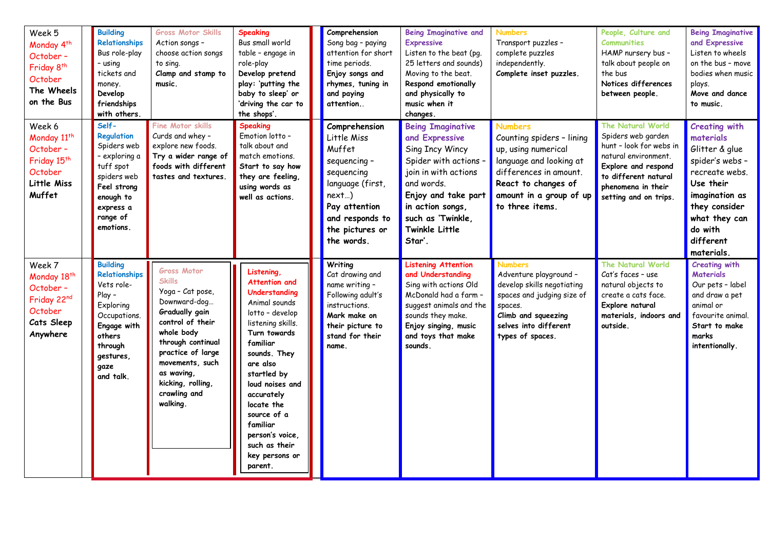| | | | | | | | | | |
|---|---|---|---|---|---|---|---|---|---|
| Week 5 Monday 4th October – Friday 8th October **The Wheels on the Bus** | | **Building Relationships** Bus role-play – using tickets and money. **Develop friendships with others.** | **Gross Motor Skills** Action songs – choose action songs to sing. **Clamp and stamp to music.** | **Speaking** Bus small world table – engage in role-play **Develop pretend play: 'putting the baby to sleep' or 'driving the car to the shops'.** | **Comprehension** Song bag – paying attention for short time periods. **Enjoy songs and rhymes, tuning in and paying attention..** | **Being Imaginative and Expressive** Listen to the beat (pg. 25 letters and sounds) **Respond emotionally and physically to music when it changes.** | **Numbers** Transport puzzles – complete puzzles independently. **Complete inset puzzles.** | **People, Culture and Communities** HAMP nursery bus – talk about people on the bus **Notices differences between people.** | **Being Imaginative and Expressive** Listen to wheels on the bus – move bodies when music plays. **Move and dance to music.** |
| Week 6 Monday 11th October – Friday 15th October **Little Miss Muffet** | | **Self-Regulation** Spiders web – exploring a tuff spot spiders web **Feel strong enough to express a range of emotions.** | **Fine Motor skills** Curds and whey – explore new foods. **Try a wider range of foods with different tastes and textures.** | **Speaking** Emotion lotto – talk about and match emotions. **Start to say how they are feeling, using words as well as actions.** | **Comprehension** Little Miss Muffet sequencing – sequencing language (first, next…) **Pay attention and responds to the pictures or the words.** | **Being Imaginative and Expressive** Sing Incy Wincy Spider with actions – join in with actions and words. **Enjoy and take part in action songs, such as 'Twinkle, Twinkle Little Star'.** | **Numbers** Counting spiders – lining up, using numerical language and looking at differences in amount. **React to changes of amount in a group of up to three items.** | **The Natural World** Spiders web garden hunt – look for webs in natural environment. **Explore and respond to different natural phenomena in their setting and on trips.** | **Creating with materials** Glitter & glue spider's webs – recreate webs. **Use their imagination as they consider what they can do with different materials.** |
| Week 7 Monday 18th October – Friday 22nd October **Cats Sleep Anywhere** | | **Building Relationships** Vets role-Play – Exploring Occupations. **Engage with others through gestures, gaze and talk.** | **Gross Motor Skills** Yoga – Cat pose, Downward-dog… **Gradually gain control of their whole body through continual practice of large movements, such as waving, kicking, rolling, crawling and walking.** | **Listening, Attention and Understanding** Animal sounds lotto – develop listening skills. **Turn towards familiar sounds. They are also startled by loud noises and accurately locate the source of a familiar person's voice, such as their key persons or parent.** | **Writing** Cat drawing and name writing – Following adult's instructions. **Mark make on their picture to stand for their name.** | **Listening Attention and Understanding** Sing with actions Old McDonald had a farm – suggest animals and the sounds they make. **Enjoy singing, music and toys that make sounds.** | **Numbers** Adventure playground – develop skills negotiating spaces and judging size of spaces. **Climb and squeezing selves into different types of spaces.** | **The Natural World** Cat's faces – use natural objects to create a cats face. **Explore natural materials, indoors and outside.** | **Creating with Materials** Our pets – label and draw a pet animal or favourite animal. **Start to make marks intentionally.** |